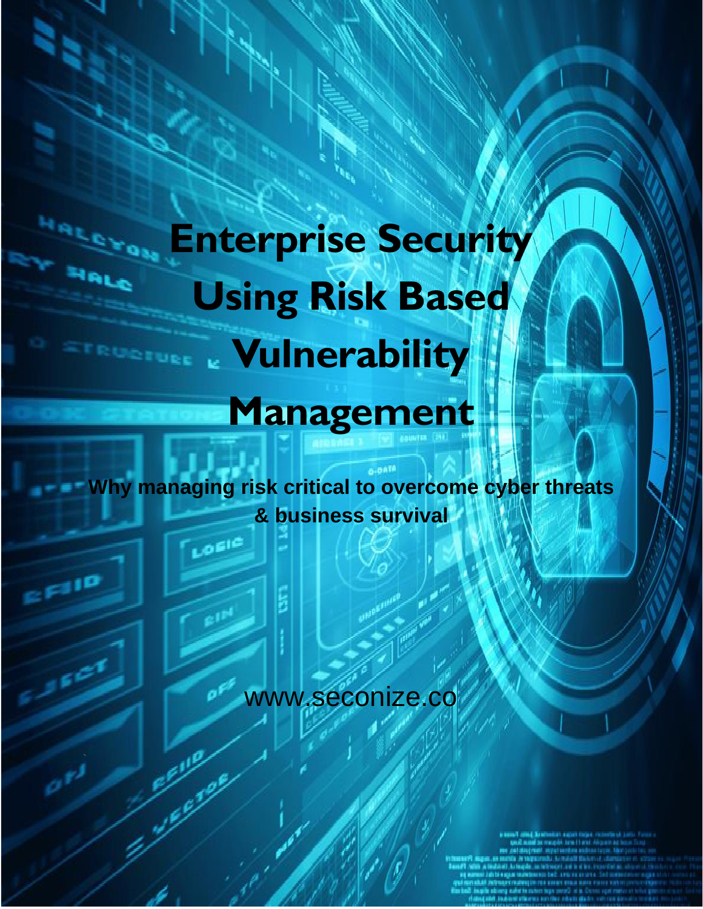# Enterprise Security Using Risk Based Vulnerability Management

**Why managing risk critical to overcome cyber threats & business survival**

www.seconize.co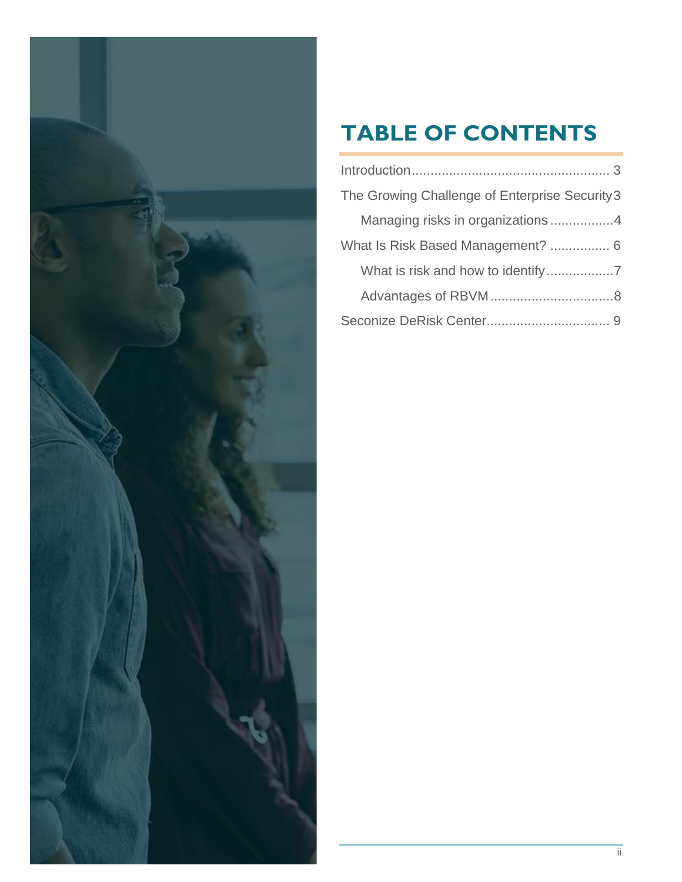# TABLE OF CONTENTS

- Introduction .................................................... 3
- The Growing Challenge of Enterprise Security 3
  - Managing risks in organizations ................. 4
- What Is Risk Based Management? ................ 6
  - What is risk and how to identify .................. 7
  - Advantages of RBVM ................................ 8
- Seconize DeRisk Center................................. 9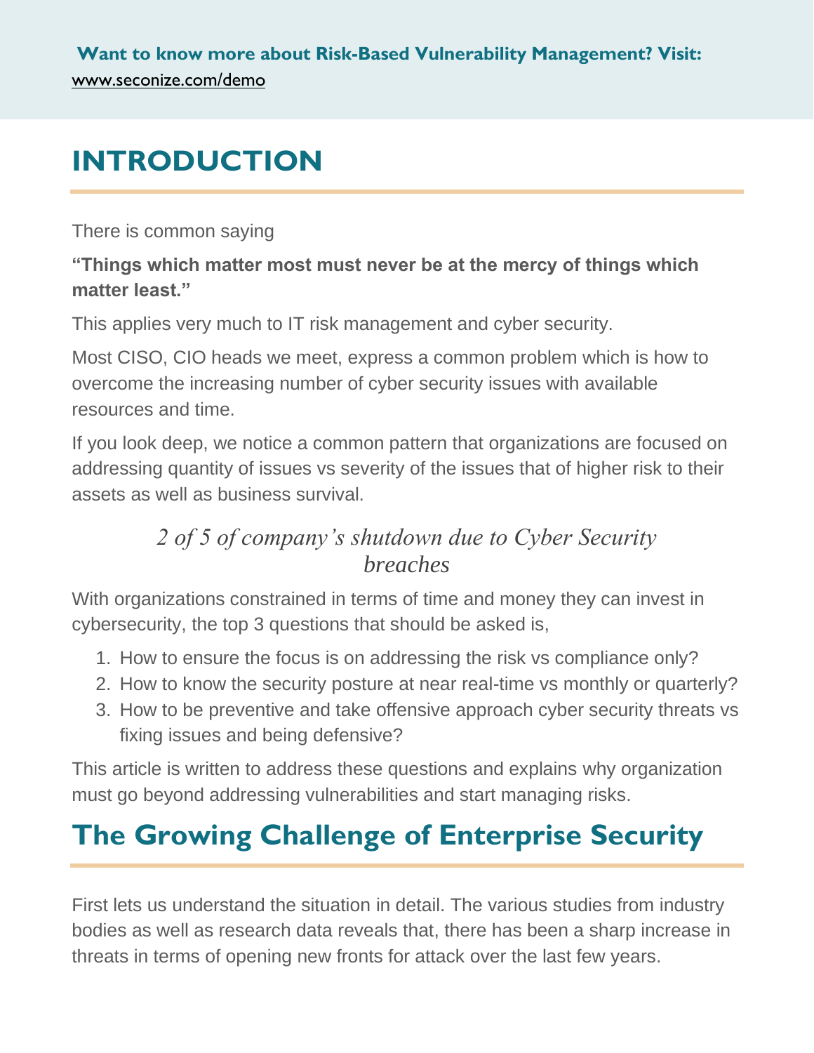**Want to know more about Risk-Based Vulnerability Management? Visit:**
www.seconize.com/demo

# INTRODUCTION

There is common saying

**"Things which matter most must never be at the mercy of things which matter least."**

This applies very much to IT risk management and cyber security.

Most CISO, CIO heads we meet, express a common problem which is how to overcome the increasing number of cyber security issues with available resources and time.

If you look deep, we notice a common pattern that organizations are focused on addressing quantity of issues vs severity of the issues that of higher risk to their assets as well as business survival.

*2 of 5 of company's shutdown due to Cyber Security breaches*

With organizations constrained in terms of time and money they can invest in cybersecurity, the top 3 questions that should be asked is,

1. How to ensure the focus is on addressing the risk vs compliance only?
2. How to know the security posture at near real-time vs monthly or quarterly?
3. How to be preventive and take offensive approach cyber security threats vs fixing issues and being defensive?

This article is written to address these questions and explains why organization must go beyond addressing vulnerabilities and start managing risks.

# The Growing Challenge of Enterprise Security

First lets us understand the situation in detail. The various studies from industry bodies as well as research data reveals that, there has been a sharp increase in threats in terms of opening new fronts for attack over the last few years.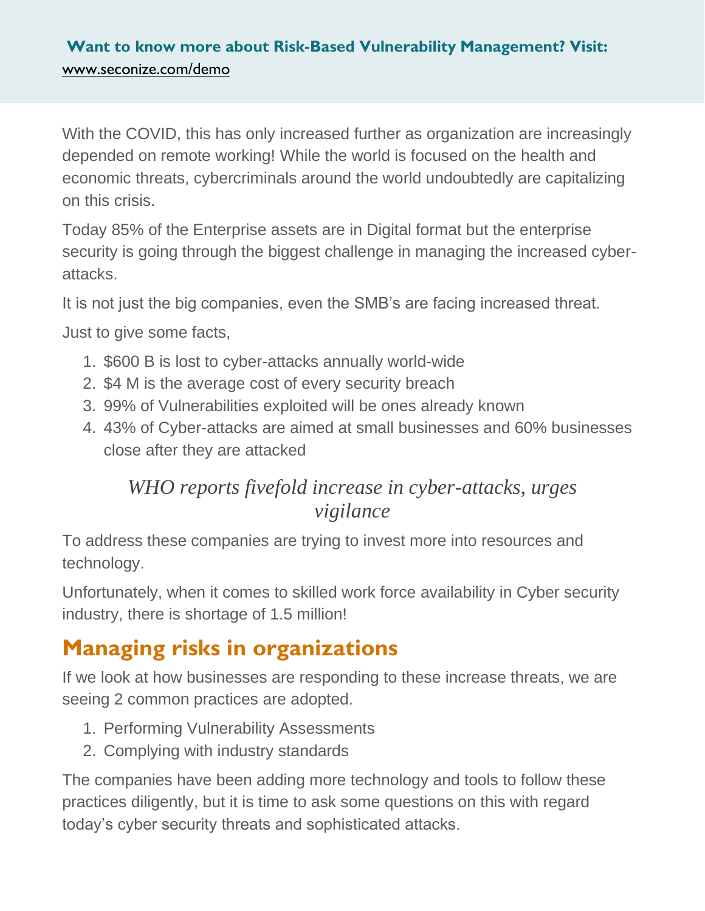**Want to know more about Risk-Based Vulnerability Management? Visit:** www.seconize.com/demo

With the COVID, this has only increased further as organization are increasingly depended on remote working! While the world is focused on the health and economic threats, cybercriminals around the world undoubtedly are capitalizing on this crisis.

Today 85% of the Enterprise assets are in Digital format but the enterprise security is going through the biggest challenge in managing the increased cyber-attacks.

It is not just the big companies, even the SMB's are facing increased threat.

Just to give some facts,

1. $600 B is lost to cyber-attacks annually world-wide
2. $4 M is the average cost of every security breach
3. 99% of Vulnerabilities exploited will be ones already known
4. 43% of Cyber-attacks are aimed at small businesses and 60% businesses close after they are attacked

*WHO reports fivefold increase in cyber-attacks, urges vigilance*

To address these companies are trying to invest more into resources and technology.

Unfortunately, when it comes to skilled work force availability in Cyber security industry, there is shortage of 1.5 million!

## Managing risks in organizations

If we look at how businesses are responding to these increase threats, we are seeing 2 common practices are adopted.

1. Performing Vulnerability Assessments
2. Complying with industry standards

The companies have been adding more technology and tools to follow these practices diligently, but it is time to ask some questions on this with regard today's cyber security threats and sophisticated attacks.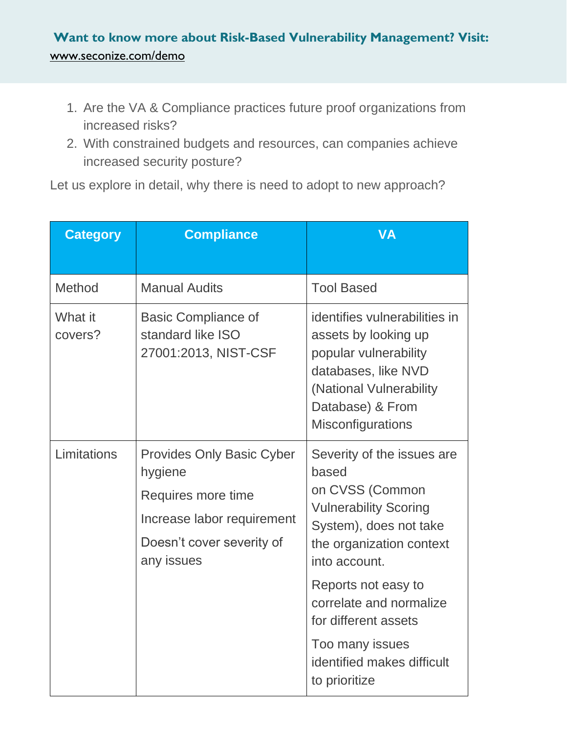**Want to know more about Risk-Based Vulnerability Management? Visit:** www.seconize.com/demo

1. Are the VA & Compliance practices future proof organizations from increased risks?
2. With constrained budgets and resources, can companies achieve increased security posture?

Let us explore in detail, why there is need to adopt to new approach?

| Category | Compliance | VA |
|---|---|---|
| Method | Manual Audits | Tool Based |
| What it covers? | Basic Compliance of standard like ISO 27001:2013, NIST-CSF | identifies vulnerabilities in assets by looking up popular vulnerability databases, like NVD (National Vulnerability Database) & From Misconfigurations |
| Limitations | Provides Only Basic Cyber hygiene<br>Requires more time<br>Increase labor requirement<br>Doesn't cover severity of any issues | Severity of the issues are based on CVSS (Common Vulnerability Scoring System), does not take the organization context into account.<br>Reports not easy to correlate and normalize for different assets<br>Too many issues identified makes difficult to prioritize |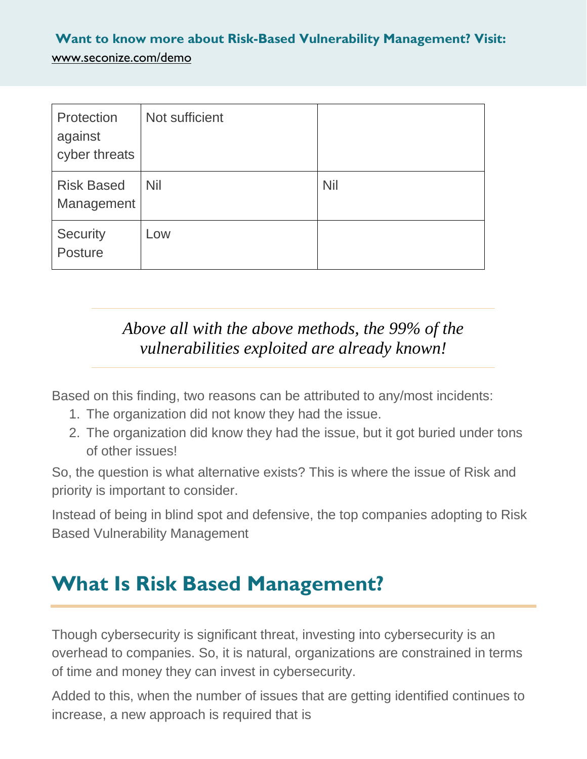**Want to know more about Risk-Based Vulnerability Management? Visit:**
www.seconize.com/demo

| Protection against cyber threats | Not sufficient | |
|---|---|---|
| Risk Based Management | Nil | Nil |
| Security Posture | Low | |

*Above all with the above methods, the 99% of the vulnerabilities exploited are already known!*

Based on this finding, two reasons can be attributed to any/most incidents:

1. The organization did not know they had the issue.
2. The organization did know they had the issue, but it got buried under tons of other issues!

So, the question is what alternative exists? This is where the issue of Risk and priority is important to consider.

Instead of being in blind spot and defensive, the top companies adopting to Risk Based Vulnerability Management

## What Is Risk Based Management?

Though cybersecurity is significant threat, investing into cybersecurity is an overhead to companies. So, it is natural, organizations are constrained in terms of time and money they can invest in cybersecurity.

Added to this, when the number of issues that are getting identified continues to increase, a new approach is required that is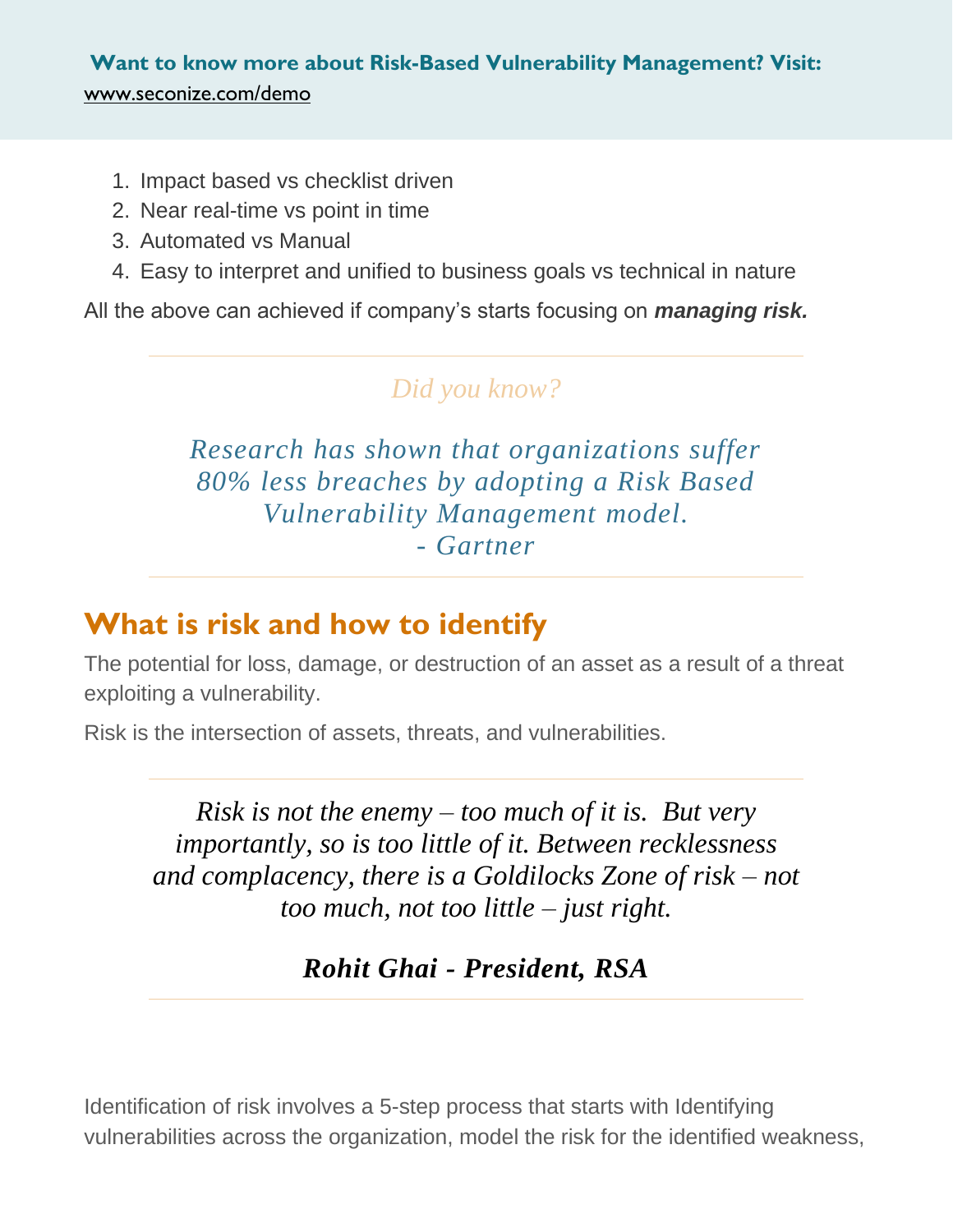**Want to know more about Risk-Based Vulnerability Management? Visit:**
www.seconize.com/demo

1. Impact based vs checklist driven
2. Near real-time vs point in time
3. Automated vs Manual
4. Easy to interpret and unified to business goals vs technical in nature

All the above can achieved if company's starts focusing on ***managing risk.***

---

*Did you know?*

*Research has shown that organizations suffer 80% less breaches by adopting a Risk Based Vulnerability Management model.*
*- Gartner*

---

## What is risk and how to identify

The potential for loss, damage, or destruction of an asset as a result of a threat exploiting a vulnerability.

Risk is the intersection of assets, threats, and vulnerabilities.

---

*Risk is not the enemy – too much of it is. But very importantly, so is too little of it. Between recklessness and complacency, there is a Goldilocks Zone of risk – not too much, not too little – just right.*

***Rohit Ghai - President, RSA***

---

Identification of risk involves a 5-step process that starts with Identifying vulnerabilities across the organization, model the risk for the identified weakness,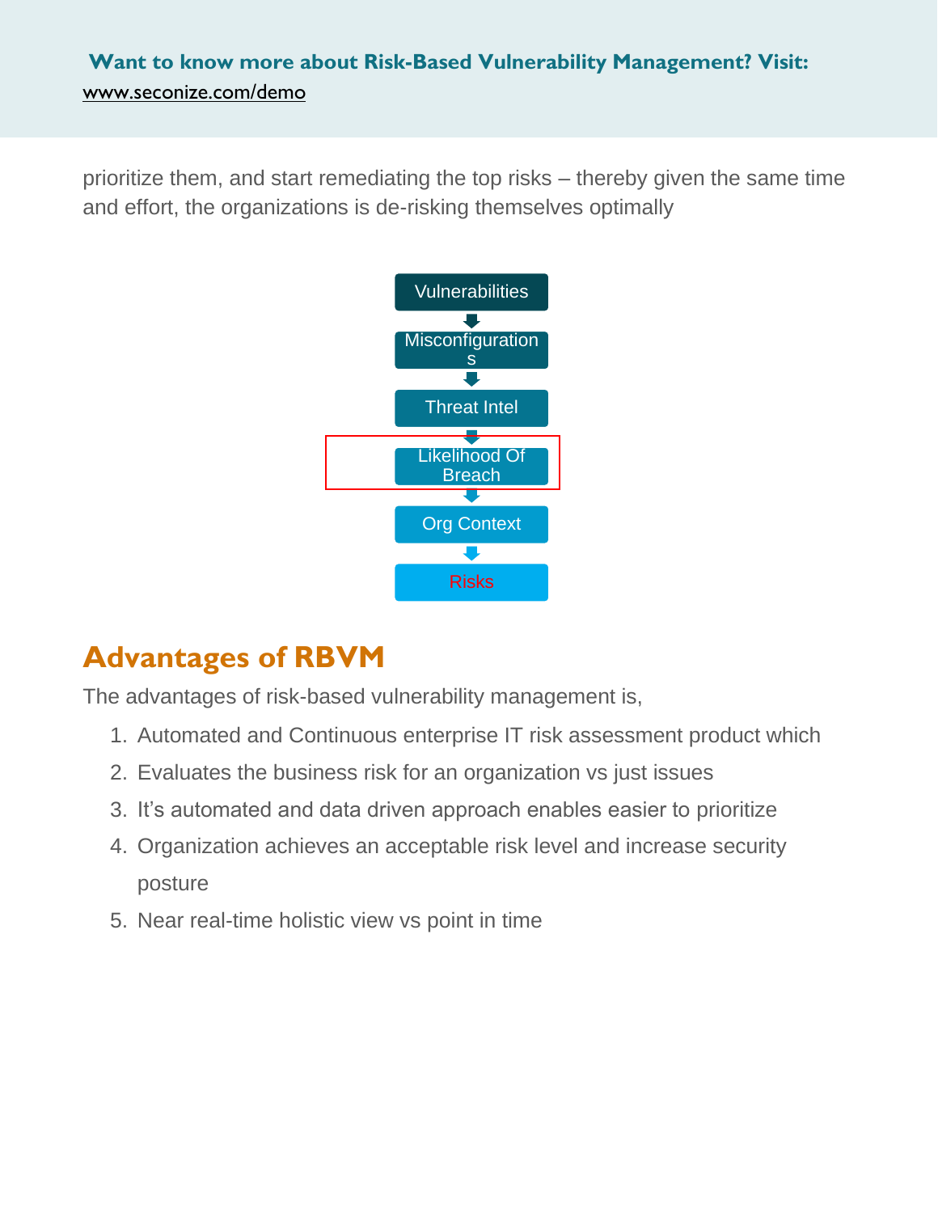prioritize them, and start remediating the top risks – thereby given the same time and effort, the organizations is de-risking themselves optimally

Vulnerabilities

Misconfigurations

Threat Intel

Likelihood Of Breach

Org Context

Risks

## Advantages of RBVM

The advantages of risk-based vulnerability management is,

1. Automated and Continuous enterprise IT risk assessment product which
2. Evaluates the business risk for an organization vs just issues
3. It's automated and data driven approach enables easier to prioritize
4. Organization achieves an acceptable risk level and increase security posture
5. Near real-time holistic view vs point in time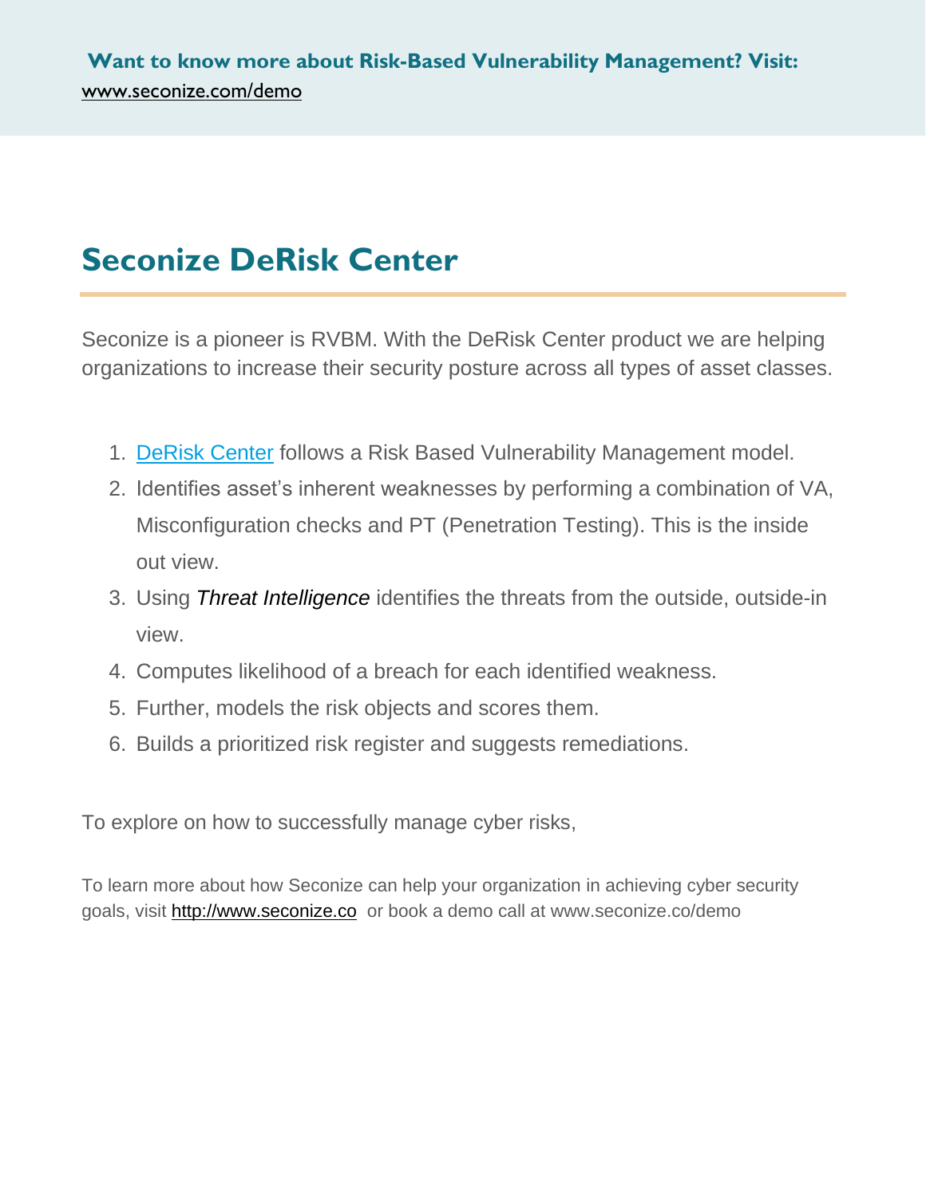**Want to know more about Risk-Based Vulnerability Management? Visit:**
www.seconize.com/demo

# Seconize DeRisk Center

Seconize is a pioneer is RVBM. With the DeRisk Center product we are helping organizations to increase their security posture across all types of asset classes.

1. DeRisk Center follows a Risk Based Vulnerability Management model.
2. Identifies asset's inherent weaknesses by performing a combination of VA, Misconfiguration checks and PT (Penetration Testing). This is the inside out view.
3. Using *Threat Intelligence* identifies the threats from the outside, outside-in view.
4. Computes likelihood of a breach for each identified weakness.
5. Further, models the risk objects and scores them.
6. Builds a prioritized risk register and suggests remediations.

To explore on how to successfully manage cyber risks,

To learn more about how Seconize can help your organization in achieving cyber security goals, visit http://www.seconize.co or book a demo call at www.seconize.co/demo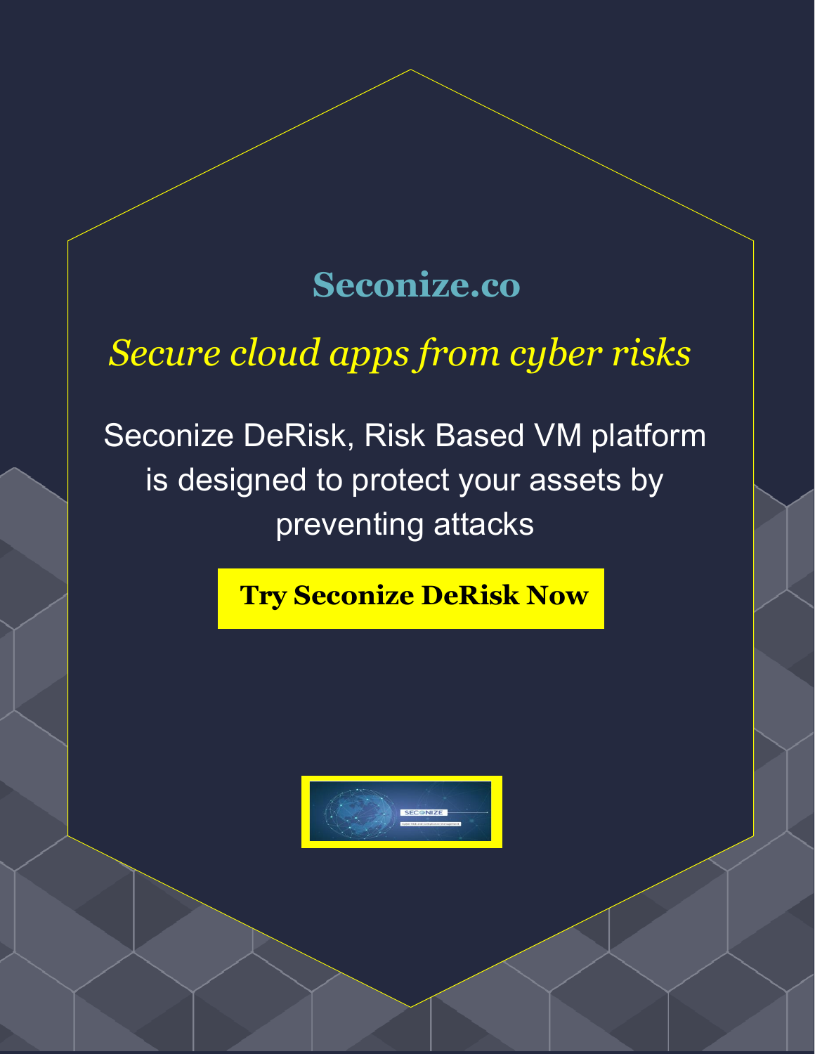## Seconize.co

*Secure cloud apps from cyber risks*

Seconize DeRisk, Risk Based VM platform is designed to protect your assets by preventing attacks

**Try Seconize DeRisk Now**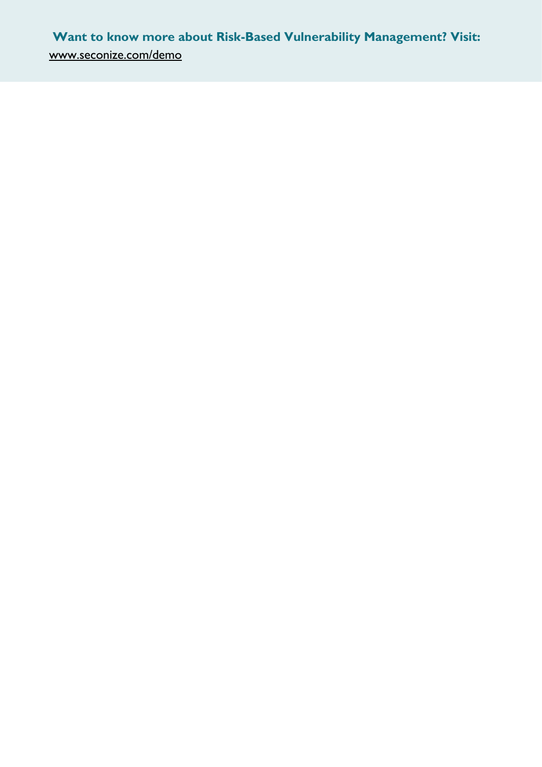**Want to know more about Risk-Based Vulnerability Management? Visit:**

www.seconize.com/demo